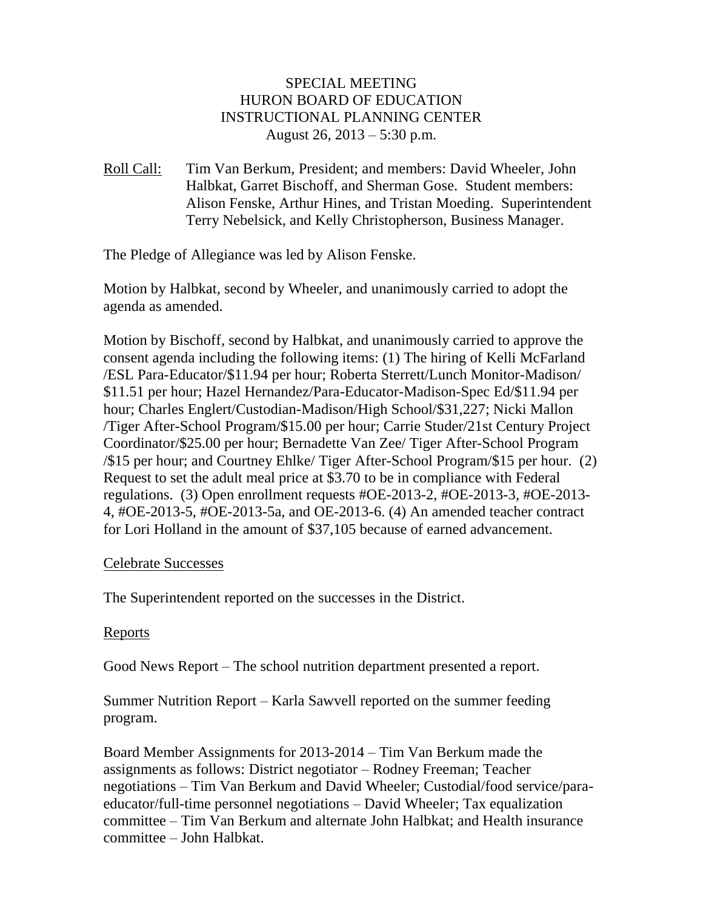SPECIAL MEETING
HURON BOARD OF EDUCATION
INSTRUCTIONAL PLANNING CENTER
August 26, 2013 – 5:30 p.m.

Roll Call: Tim Van Berkum, President; and members: David Wheeler, John Halbkat, Garret Bischoff, and Sherman Gose. Student members: Alison Fenske, Arthur Hines, and Tristan Moeding. Superintendent Terry Nebelsick, and Kelly Christopherson, Business Manager.

The Pledge of Allegiance was led by Alison Fenske.

Motion by Halbkat, second by Wheeler, and unanimously carried to adopt the agenda as amended.

Motion by Bischoff, second by Halbkat, and unanimously carried to approve the consent agenda including the following items: (1) The hiring of Kelli McFarland /ESL Para-Educator/$11.94 per hour; Roberta Sterrett/Lunch Monitor-Madison/ $11.51 per hour; Hazel Hernandez/Para-Educator-Madison-Spec Ed/$11.94 per hour; Charles Englert/Custodian-Madison/High School/$31,227; Nicki Mallon /Tiger After-School Program/$15.00 per hour; Carrie Studer/21st Century Project Coordinator/$25.00 per hour; Bernadette Van Zee/ Tiger After-School Program /$15 per hour; and Courtney Ehlke/ Tiger After-School Program/$15 per hour. (2) Request to set the adult meal price at $3.70 to be in compliance with Federal regulations. (3) Open enrollment requests #OE-2013-2, #OE-2013-3, #OE-2013-4, #OE-2013-5, #OE-2013-5a, and OE-2013-6. (4) An amended teacher contract for Lori Holland in the amount of $37,105 because of earned advancement.

Celebrate Successes

The Superintendent reported on the successes in the District.

Reports

Good News Report – The school nutrition department presented a report.

Summer Nutrition Report – Karla Sawvell reported on the summer feeding program.

Board Member Assignments for 2013-2014 – Tim Van Berkum made the assignments as follows: District negotiator – Rodney Freeman; Teacher negotiations – Tim Van Berkum and David Wheeler; Custodial/food service/para-educator/full-time personnel negotiations – David Wheeler; Tax equalization committee – Tim Van Berkum and alternate John Halbkat; and Health insurance committee – John Halbkat.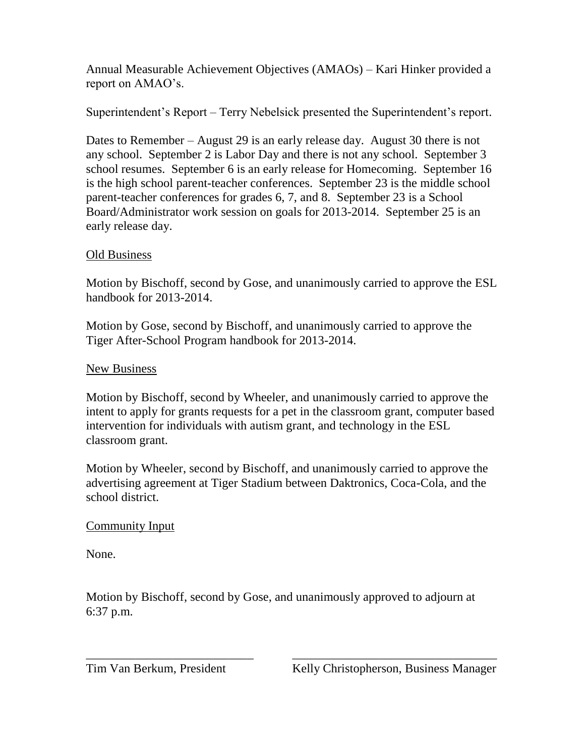Annual Measurable Achievement Objectives (AMAOs) – Kari Hinker provided a report on AMAO's.

Superintendent's Report – Terry Nebelsick presented the Superintendent's report.

Dates to Remember – August 29 is an early release day. August 30 there is not any school. September 2 is Labor Day and there is not any school. September 3 school resumes. September 6 is an early release for Homecoming. September 16 is the high school parent-teacher conferences. September 23 is the middle school parent-teacher conferences for grades 6, 7, and 8. September 23 is a School Board/Administrator work session on goals for 2013-2014. September 25 is an early release day.

<u>Old Business</u>

Motion by Bischoff, second by Gose, and unanimously carried to approve the ESL handbook for 2013-2014.

Motion by Gose, second by Bischoff, and unanimously carried to approve the Tiger After-School Program handbook for 2013-2014.

<u>New Business</u>

Motion by Bischoff, second by Wheeler, and unanimously carried to approve the intent to apply for grants requests for a pet in the classroom grant, computer based intervention for individuals with autism grant, and technology in the ESL classroom grant.

Motion by Wheeler, second by Bischoff, and unanimously carried to approve the advertising agreement at Tiger Stadium between Daktronics, Coca-Cola, and the school district.

<u>Community Input</u>

None.

Motion by Bischoff, second by Gose, and unanimously approved to adjourn at 6:37 p.m.

\_\_\_\_\_\_\_\_\_\_\_\_\_\_\_\_\_\_\_\_\_\_\_\_\_\_\_\_ \_\_\_\_\_\_\_\_\_\_\_\_\_\_\_\_\_\_\_\_\_\_\_\_\_\_\_\_\_\_\_\_\_\_

Tim Van Berkum, President Kelly Christopherson, Business Manager